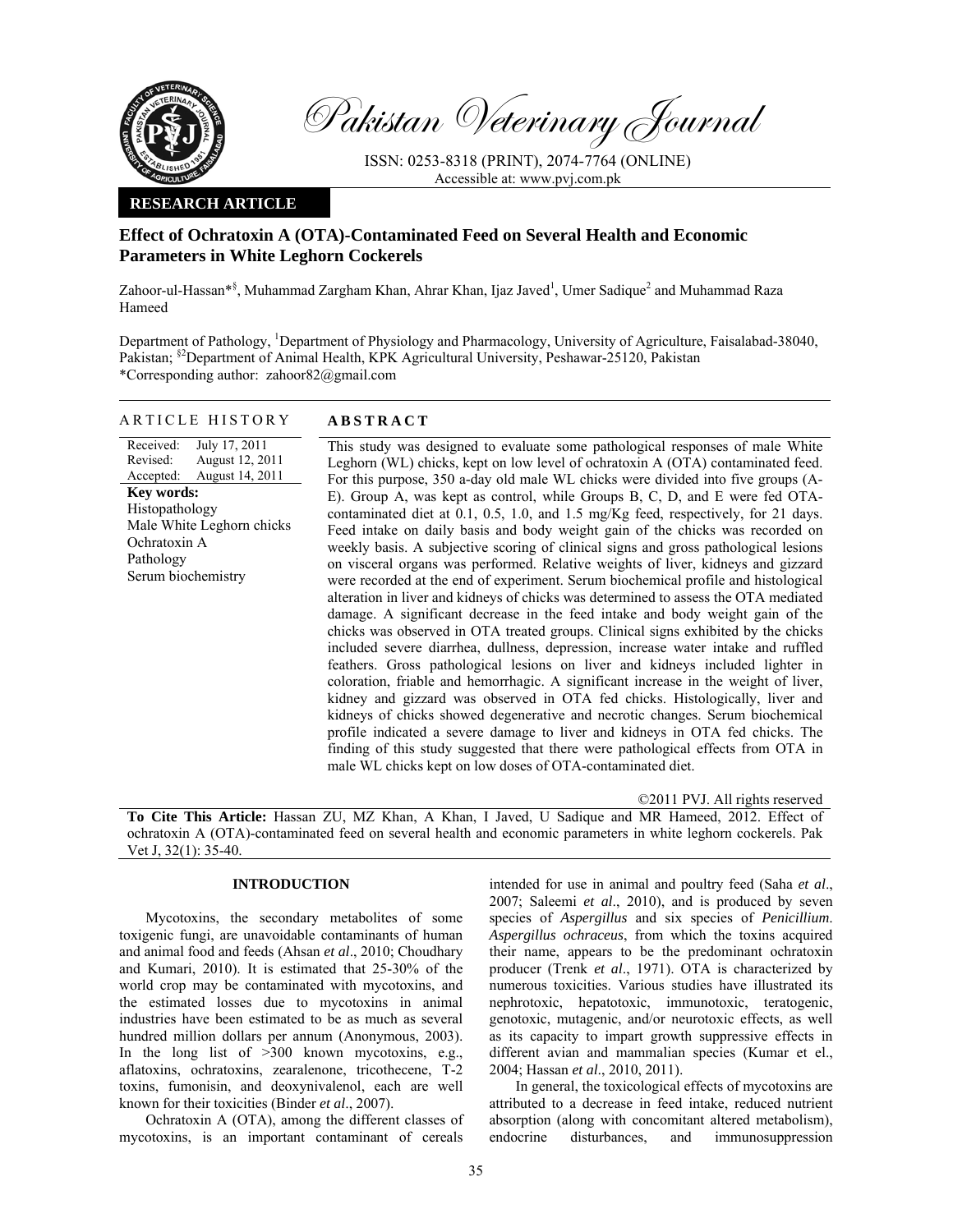**RESEARCH ARTICLE**

# Effect of Ochratoxin A (OTA)-Contaminated Feed on Several Health and Economic Parameters in White Leghorn Cockerels

Zahoor-ul-Hassan*[§], Muhammad Zargham Khan, Ahrar Khan, Ijaz Javed[1], Umer Sadique[2] and Muhammad Raza Hameed

Department of Pathology, [1]Department of Physiology and Pharmacology, University of Agriculture, Faisalabad-38040, Pakistan; [§2]Department of Animal Health, KPK Agricultural University, Peshawar-25120, Pakistan
*Corresponding author: zahoor82@gmail.com

## ARTICLE HISTORY

Received: July 17, 2011
Revised: August 12, 2011
Accepted: August 14, 2011

**Key words:**
Histopathology
Male White Leghorn chicks
Ochratoxin A
Pathology
Serum biochemistry

## ABSTRACT

This study was designed to evaluate some pathological responses of male White Leghorn (WL) chicks, kept on low level of ochratoxin A (OTA) contaminated feed. For this purpose, 350 a-day old male WL chicks were divided into five groups (A-E). Group A, was kept as control, while Groups B, C, D, and E were fed OTA-contaminated diet at 0.1, 0.5, 1.0, and 1.5 mg/Kg feed, respectively, for 21 days. Feed intake on daily basis and body weight gain of the chicks was recorded on weekly basis. A subjective scoring of clinical signs and gross pathological lesions on visceral organs was performed. Relative weights of liver, kidneys and gizzard were recorded at the end of experiment. Serum biochemical profile and histological alteration in liver and kidneys of chicks was determined to assess the OTA mediated damage. A significant decrease in the feed intake and body weight gain of the chicks was observed in OTA treated groups. Clinical signs exhibited by the chicks included severe diarrhea, dullness, depression, increase water intake and ruffled feathers. Gross pathological lesions on liver and kidneys included lighter in coloration, friable and hemorrhagic. A significant increase in the weight of liver, kidney and gizzard was observed in OTA fed chicks. Histologically, liver and kidneys of chicks showed degenerative and necrotic changes. Serum biochemical profile indicated a severe damage to liver and kidneys in OTA fed chicks. The finding of this study suggested that there were pathological effects from OTA in male WL chicks kept on low doses of OTA-contaminated diet.

©2011 PVJ. All rights reserved

**To Cite This Article:** Hassan ZU, MZ Khan, A Khan, I Javed, U Sadique and MR Hameed, 2012. Effect of ochratoxin A (OTA)-contaminated feed on several health and economic parameters in white leghorn cockerels. Pak Vet J, 32(1): 35-40.

## INTRODUCTION

Mycotoxins, the secondary metabolites of some toxigenic fungi, are unavoidable contaminants of human and animal food and feeds (Ahsan *et al*., 2010; Choudhary and Kumari, 2010). It is estimated that 25-30% of the world crop may be contaminated with mycotoxins, and the estimated losses due to mycotoxins in animal industries have been estimated to be as much as several hundred million dollars per annum (Anonymous, 2003). In the long list of >300 known mycotoxins, e.g., aflatoxins, ochratoxins, zearalenone, tricothecene, T-2 toxins, fumonisin, and deoxynivalenol, each are well known for their toxicities (Binder *et al*., 2007).

Ochratoxin A (OTA), among the different classes of mycotoxins, is an important contaminant of cereals intended for use in animal and poultry feed (Saha *et al*., 2007; Saleemi *et al*., 2010), and is produced by seven species of *Aspergillus* and six species of *Penicillium*. *Aspergillus ochraceus*, from which the toxins acquired their name, appears to be the predominant ochratoxin producer (Trenk *et al*., 1971). OTA is characterized by numerous toxicities. Various studies have illustrated its nephrotoxic, hepatotoxic, immunotoxic, teratogenic, genotoxic, mutagenic, and/or neurotoxic effects, as well as its capacity to impart growth suppressive effects in different avian and mammalian species (Kumar et el., 2004; Hassan *et al*., 2010, 2011).

In general, the toxicological effects of mycotoxins are attributed to a decrease in feed intake, reduced nutrient absorption (along with concomitant altered metabolism), endocrine disturbances, and immunosuppression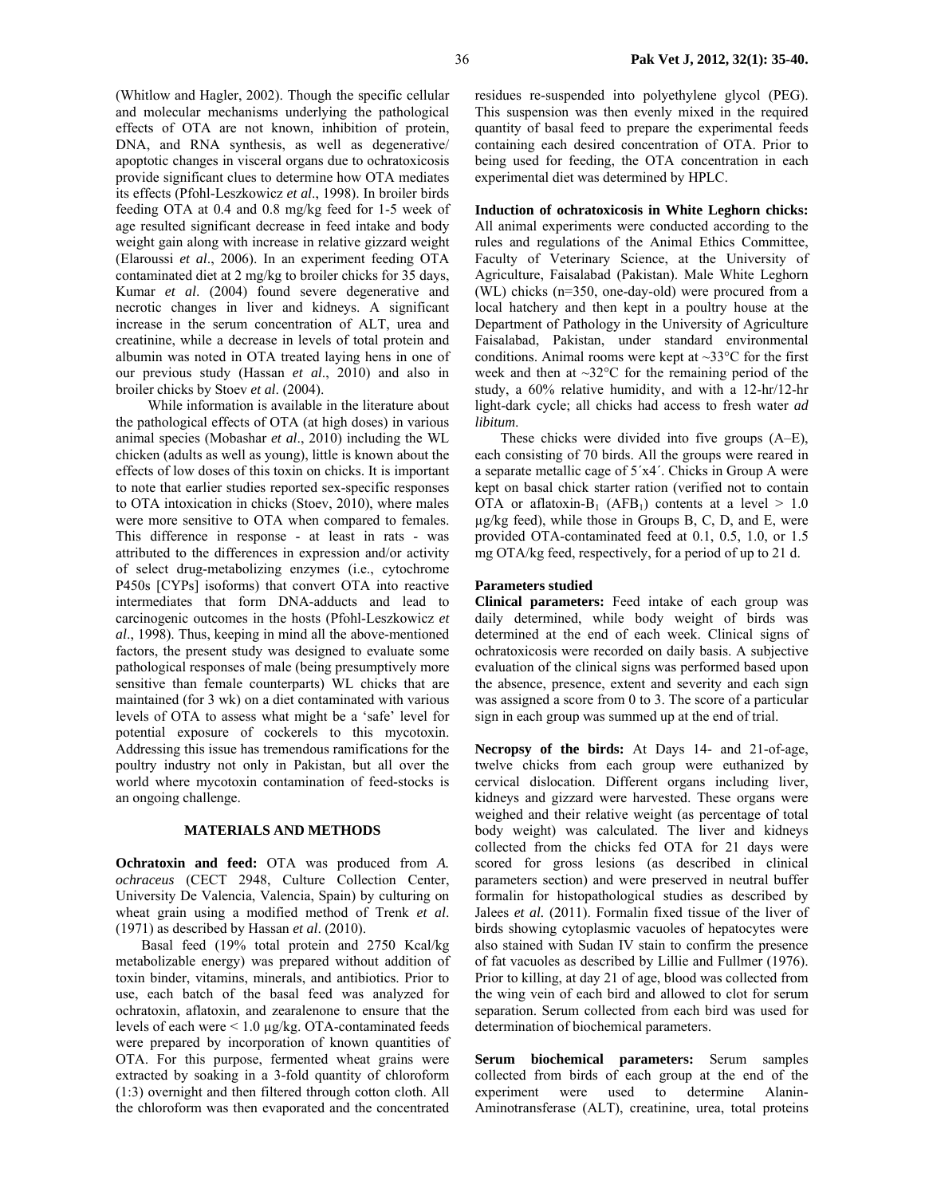(Whitlow and Hagler, 2002). Though the specific cellular and molecular mechanisms underlying the pathological effects of OTA are not known, inhibition of protein, DNA, and RNA synthesis, as well as degenerative/ apoptotic changes in visceral organs due to ochratoxicosis provide significant clues to determine how OTA mediates its effects (Pfohl-Leszkowicz *et al*., 1998). In broiler birds feeding OTA at 0.4 and 0.8 mg/kg feed for 1-5 week of age resulted significant decrease in feed intake and body weight gain along with increase in relative gizzard weight (Elaroussi *et al*., 2006). In an experiment feeding OTA contaminated diet at 2 mg/kg to broiler chicks for 35 days, Kumar *et al*. (2004) found severe degenerative and necrotic changes in liver and kidneys. A significant increase in the serum concentration of ALT, urea and creatinine, while a decrease in levels of total protein and albumin was noted in OTA treated laying hens in one of our previous study (Hassan *et al*., 2010) and also in broiler chicks by Stoev *et al*. (2004).

While information is available in the literature about the pathological effects of OTA (at high doses) in various animal species (Mobashar *et al*., 2010) including the WL chicken (adults as well as young), little is known about the effects of low doses of this toxin on chicks. It is important to note that earlier studies reported sex-specific responses to OTA intoxication in chicks (Stoev, 2010), where males were more sensitive to OTA when compared to females. This difference in response - at least in rats - was attributed to the differences in expression and/or activity of select drug-metabolizing enzymes (i.e., cytochrome P450s [CYPs] isoforms) that convert OTA into reactive intermediates that form DNA-adducts and lead to carcinogenic outcomes in the hosts (Pfohl-Leszkowicz *et al*., 1998). Thus, keeping in mind all the above-mentioned factors, the present study was designed to evaluate some pathological responses of male (being presumptively more sensitive than female counterparts) WL chicks that are maintained (for 3 wk) on a diet contaminated with various levels of OTA to assess what might be a 'safe' level for potential exposure of cockerels to this mycotoxin. Addressing this issue has tremendous ramifications for the poultry industry not only in Pakistan, but all over the world where mycotoxin contamination of feed-stocks is an ongoing challenge.

## MATERIALS AND METHODS

**Ochratoxin and feed:** OTA was produced from *A. ochraceus* (CECT 2948, Culture Collection Center, University De Valencia, Valencia, Spain) by culturing on wheat grain using a modified method of Trenk *et al*. (1971) as described by Hassan *et al*. (2010).

Basal feed (19% total protein and 2750 Kcal/kg metabolizable energy) was prepared without addition of toxin binder, vitamins, minerals, and antibiotics. Prior to use, each batch of the basal feed was analyzed for ochratoxin, aflatoxin, and zearalenone to ensure that the levels of each were < 1.0 µg/kg. OTA-contaminated feeds were prepared by incorporation of known quantities of OTA. For this purpose, fermented wheat grains were extracted by soaking in a 3-fold quantity of chloroform (1:3) overnight and then filtered through cotton cloth. All the chloroform was then evaporated and the concentrated residues re-suspended into polyethylene glycol (PEG). This suspension was then evenly mixed in the required quantity of basal feed to prepare the experimental feeds containing each desired concentration of OTA. Prior to being used for feeding, the OTA concentration in each experimental diet was determined by HPLC.

**Induction of ochratoxicosis in White Leghorn chicks:** All animal experiments were conducted according to the rules and regulations of the Animal Ethics Committee, Faculty of Veterinary Science, at the University of Agriculture, Faisalabad (Pakistan). Male White Leghorn (WL) chicks (n=350, one-day-old) were procured from a local hatchery and then kept in a poultry house at the Department of Pathology in the University of Agriculture Faisalabad, Pakistan, under standard environmental conditions. Animal rooms were kept at ~33°C for the first week and then at ~32°C for the remaining period of the study, a 60% relative humidity, and with a 12-hr/12-hr light-dark cycle; all chicks had access to fresh water *ad libitum*.

These chicks were divided into five groups (A–E), each consisting of 70 birds. All the groups were reared in a separate metallic cage of 5´x4´. Chicks in Group A were kept on basal chick starter ration (verified not to contain OTA or aflatoxin-$B_1$ ($AFB_1$) contents at a level > 1.0 µg/kg feed), while those in Groups B, C, D, and E, were provided OTA-contaminated feed at 0.1, 0.5, 1.0, or 1.5 mg OTA/kg feed, respectively, for a period of up to 21 d.

### Parameters studied

**Clinical parameters:** Feed intake of each group was daily determined, while body weight of birds was determined at the end of each week. Clinical signs of ochratoxicosis were recorded on daily basis. A subjective evaluation of the clinical signs was performed based upon the absence, presence, extent and severity and each sign was assigned a score from 0 to 3. The score of a particular sign in each group was summed up at the end of trial.

**Necropsy of the birds:** At Days 14- and 21-of-age, twelve chicks from each group were euthanized by cervical dislocation. Different organs including liver, kidneys and gizzard were harvested. These organs were weighed and their relative weight (as percentage of total body weight) was calculated. The liver and kidneys collected from the chicks fed OTA for 21 days were scored for gross lesions (as described in clinical parameters section) and were preserved in neutral buffer formalin for histopathological studies as described by Jalees *et al.* (2011). Formalin fixed tissue of the liver of birds showing cytoplasmic vacuoles of hepatocytes were also stained with Sudan IV stain to confirm the presence of fat vacuoles as described by Lillie and Fullmer (1976). Prior to killing, at day 21 of age, blood was collected from the wing vein of each bird and allowed to clot for serum separation. Serum collected from each bird was used for determination of biochemical parameters.

**Serum biochemical parameters:** Serum samples collected from birds of each group at the end of the experiment were used to determine Alanin-Aminotransferase (ALT), creatinine, urea, total proteins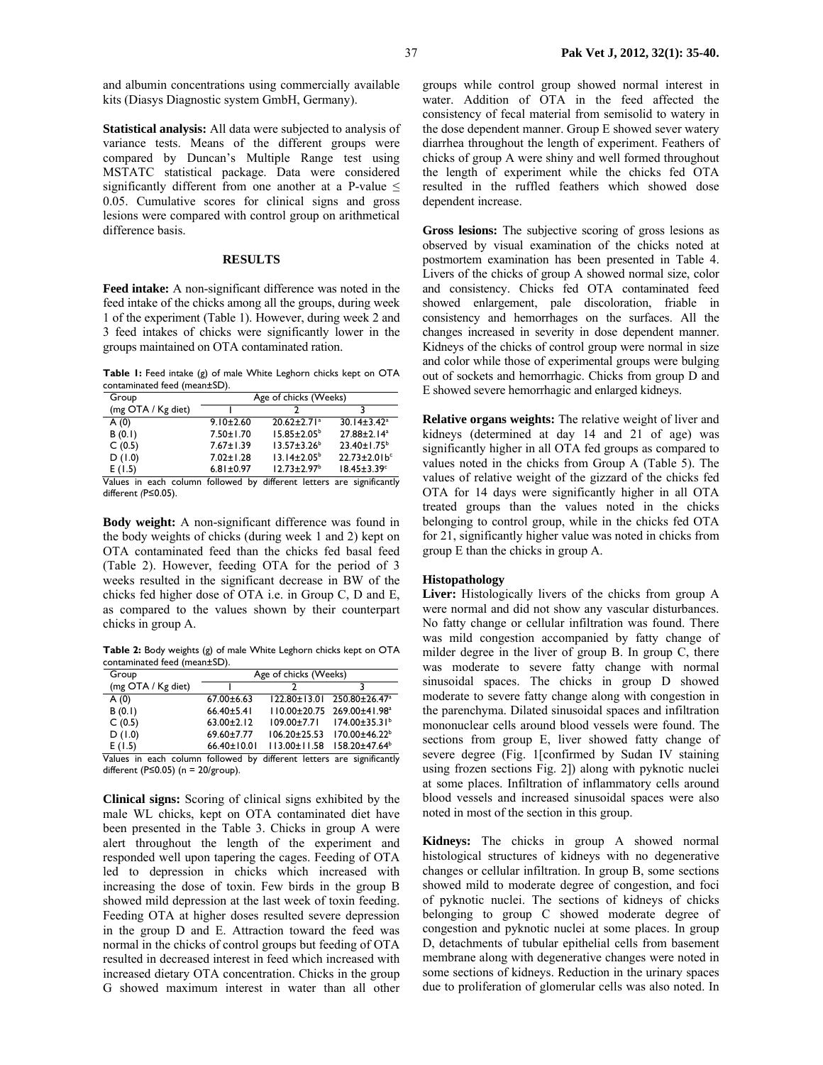and albumin concentrations using commercially available kits (Diasys Diagnostic system GmbH, Germany).

**Statistical analysis:** All data were subjected to analysis of variance tests. Means of the different groups were compared by Duncan's Multiple Range test using MSTATC statistical package. Data were considered significantly different from one another at a P-value ≤ 0.05. Cumulative scores for clinical signs and gross lesions were compared with control group on arithmetical difference basis.

## RESULTS

**Feed intake:** A non-significant difference was noted in the feed intake of the chicks among all the groups, during week 1 of the experiment (Table 1). However, during week 2 and 3 feed intakes of chicks were significantly lower in the groups maintained on OTA contaminated ration.

**Table 1:** Feed intake (g) of male White Leghorn chicks kept on OTA contaminated feed (mean±SD).

| Group | Age of chicks (Weeks) | | |
|---|---|---|---|
| (mg OTA / Kg diet) | 1 | 2 | 3 |
| A (0) | 9.10±2.60 | 20.62±2.71[a] | 30.14±3.42[a] |
| B (0.1) | 7.50±1.70 | 15.85±2.05[b] | 27.88±2.14[a] |
| C (0.5) | 7.67±1.39 | 13.57±3.26[b] | 23.40±1.75[b] |
| D (1.0) | 7.02±1.28 | 13.14±2.05[b] | 22.73±2.01b[c] |
| E (1.5) | 6.81±0.97 | 12.73±2.97[b] | 18.45±3.39[c] |

Values in each column followed by different letters are significantly different (P≤0.05).

**Body weight:** A non-significant difference was found in the body weights of chicks (during week 1 and 2) kept on OTA contaminated feed than the chicks fed basal feed (Table 2). However, feeding OTA for the period of 3 weeks resulted in the significant decrease in BW of the chicks fed higher dose of OTA i.e. in Group C, D and E, as compared to the values shown by their counterpart chicks in group A.

**Table 2:** Body weights (g) of male White Leghorn chicks kept on OTA contaminated feed (mean±SD).

| Group | Age of chicks (Weeks) | | |
|---|---|---|---|
| (mg OTA / Kg diet) | 1 | 2 | 3 |
| A (0) | 67.00±6.63 | 122.80±13.01 | 250.80±26.47[a] |
| B (0.1) | 66.40±5.41 | 110.00±20.75 | 269.00±41.98[a] |
| C (0.5) | 63.00±2.12 | 109.00±7.71 | 174.00±35.31[b] |
| D (1.0) | 69.60±7.77 | 106.20±25.53 | 170.00±46.22[b] |
| E (1.5) | 66.40±10.01 | 113.00±11.58 | 158.20±47.64[b] |

Values in each column followed by different letters are significantly different (P≤0.05) (n = 20/group).

**Clinical signs:** Scoring of clinical signs exhibited by the male WL chicks, kept on OTA contaminated diet have been presented in the Table 3. Chicks in group A were alert throughout the length of the experiment and responded well upon tapering the cages. Feeding of OTA led to depression in chicks which increased with increasing the dose of toxin. Few birds in the group B showed mild depression at the last week of toxin feeding. Feeding OTA at higher doses resulted severe depression in the group D and E. Attraction toward the feed was normal in the chicks of control groups but feeding of OTA resulted in decreased interest in feed which increased with increased dietary OTA concentration. Chicks in the group G showed maximum interest in water than all other groups while control group showed normal interest in water. Addition of OTA in the feed affected the consistency of fecal material from semisolid to watery in the dose dependent manner. Group E showed sever watery diarrhea throughout the length of experiment. Feathers of chicks of group A were shiny and well formed throughout the length of experiment while the chicks fed OTA resulted in the ruffled feathers which showed dose dependent increase.

**Gross lesions:** The subjective scoring of gross lesions as observed by visual examination of the chicks noted at postmortem examination has been presented in Table 4. Livers of the chicks of group A showed normal size, color and consistency. Chicks fed OTA contaminated feed showed enlargement, pale discoloration, friable in consistency and hemorrhages on the surfaces. All the changes increased in severity in dose dependent manner. Kidneys of the chicks of control group were normal in size and color while those of experimental groups were bulging out of sockets and hemorrhagic. Chicks from group D and E showed severe hemorrhagic and enlarged kidneys.

**Relative organs weights:** The relative weight of liver and kidneys (determined at day 14 and 21 of age) was significantly higher in all OTA fed groups as compared to values noted in the chicks from Group A (Table 5). The values of relative weight of the gizzard of the chicks fed OTA for 14 days were significantly higher in all OTA treated groups than the values noted in the chicks belonging to control group, while in the chicks fed OTA for 21, significantly higher value was noted in chicks from group E than the chicks in group A.

### Histopathology

**Liver:** Histologically livers of the chicks from group A were normal and did not show any vascular disturbances. No fatty change or cellular infiltration was found. There was mild congestion accompanied by fatty change of milder degree in the liver of group B. In group C, there was moderate to severe fatty change with normal sinusoidal spaces. The chicks in group D showed moderate to severe fatty change along with congestion in the parenchyma. Dilated sinusoidal spaces and infiltration mononuclear cells around blood vessels were found. The sections from group E, liver showed fatty change of severe degree (Fig. 1[confirmed by Sudan IV staining using frozen sections Fig. 2]) along with pyknotic nuclei at some places. Infiltration of inflammatory cells around blood vessels and increased sinusoidal spaces were also noted in most of the section in this group.

**Kidneys:** The chicks in group A showed normal histological structures of kidneys with no degenerative changes or cellular infiltration. In group B, some sections showed mild to moderate degree of congestion, and foci of pyknotic nuclei. The sections of kidneys of chicks belonging to group C showed moderate degree of congestion and pyknotic nuclei at some places. In group D, detachments of tubular epithelial cells from basement membrane along with degenerative changes were noted in some sections of kidneys. Reduction in the urinary spaces due to proliferation of glomerular cells was also noted. In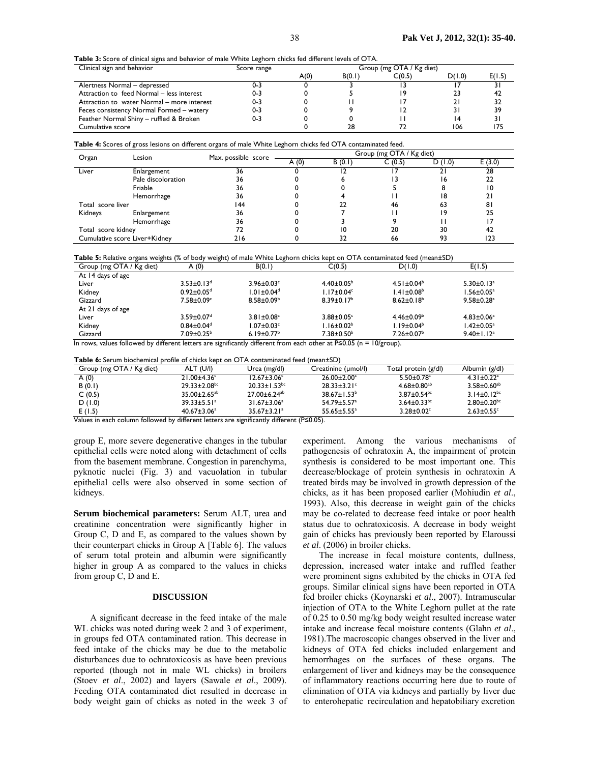**Table 3:** Score of clinical signs and behavior of male White Leghorn chicks fed different levels of OTA.

| Clinical sign and behavior | Score range | Group (mg OTA / Kg diet) | | | | |
|---|---|---|---|---|---|---|
| | | A(0) | B(0.1) | C(0.5) | D(1.0) | E(1.5) |
| Alertness Normal – depressed | 0-3 | 0 | 3 | 13 | 17 | 31 |
| Attraction to feed Normal – less interest | 0-3 | 0 | 5 | 19 | 23 | 42 |
| Attraction to water Normal – more interest | 0-3 | 0 | 11 | 17 | 21 | 32 |
| Feces consistency Normal Formed – watery | 0-3 | 0 | 9 | 12 | 31 | 39 |
| Feather Normal Shiny – ruffled & Broken | 0-3 | 0 | 0 | 11 | 14 | 31 |
| Cumulative score | | 0 | 28 | 72 | 106 | 175 |

**Table 4:** Scores of gross lesions on different organs of male White Leghorn chicks fed OTA contaminated feed.

| Organ | Lesion | Max. possible score | Group (mg OTA / Kg diet) | | | | |
|---|---|---|---|---|---|---|---|
| | | | A (0) | B (0.1) | C (0.5) | D (1.0) | E (3.0) |
| Liver | Enlargement | 36 | 0 | 12 | 17 | 21 | 28 |
| | Pale discoloration | 36 | 0 | 6 | 13 | 16 | 22 |
| | Friable | 36 | 0 | 0 | 5 | 8 | 10 |
| | Hemorrhage | 36 | 0 | 4 | 11 | 18 | 21 |
| Total score liver | | 144 | 0 | 22 | 46 | 63 | 81 |
| Kidneys | Enlargement | 36 | 0 | 7 | 11 | 19 | 25 |
| | Hemorrhage | 36 | 0 | 3 | 9 | 11 | 17 |
| Total score kidney | | 72 | 0 | 10 | 20 | 30 | 42 |
| Cumulative score Liver+Kidney | | 216 | 0 | 32 | 66 | 93 | 123 |

**Table 5:** Relative organs weights (% of body weight) of male White Leghorn chicks kept on OTA contaminated feed (mean±SD)

| Group (mg OTA / Kg diet) | A (0) | B(0.1) | C(0.5) | D(1.0) | E(1.5) |
|---|---|---|---|---|---|
| At 14 days of age | | | | | |
| Liver | 3.53±0.13[d] | 3.96±0.03[c] | 4.40±0.05[b] | 4.51±0.04[b] | 5.30±0.13[a] |
| Kidney | 0.92±0.05[d] | 1.01±0.04[d] | 1.17±0.04[c] | 1.41±0.08[b] | 1.56±0.05[a] |
| Gizzard | 7.58±0.09[c] | 8.58±0.09[b] | 8.39±0.17[b] | 8.62±0.18[b] | 9.58±0.28[a] |
| At 21 days of age | | | | | |
| Liver | 3.59±0.07[d] | 3.81±0.08[c] | 3.88±0.05[c] | 4.46±0.09[b] | 4.83±0.06[a] |
| Kidney | 0.84±0.04[d] | 1.07±0.03[c] | 1.16±0.02[b] | 1.19±0.04[b] | 1.42±0.05[a] |
| Gizzard | 7.09±0.25[b] | 6.19±0.77[b] | 7.38±0.50[b] | 7.26±0.07[b] | 9.40±1.12[a] |

In rows, values followed by different letters are significantly different from each other at P≤0.05 (n = 10/group).

**Table 6:** Serum biochemical profile of chicks kept on OTA contaminated feed (mean±SD)

| Group (mg OTA / Kg diet) | ALT (U/l) | Urea (mg/dl) | Creatinine (µmol/l) | Total protein (g/dl) | Albumin (g/dl) |
|---|---|---|---|---|---|
| A (0) | 21.00±4.36[c] | 12.67±3.06[c] | 26.00±2.00[c] | 5.50±0.78[a] | 4.31±0.22[a] |
| B (0.1) | 29.33±2.08[bc] | 20.33±1.53[bc] | 28.33±3.21[c] | 4.68±0.80[ab] | 3.58±0.60[ab] |
| C (0.5) | 35.00±2.65[ab] | 27.00±6.24[ab] | 38.67±1.53[b] | 3.87±0.54[bc] | 3.14±0.12[bc] |
| D (1.0) | 39.33±5.51[a] | 31.67±3.06[a] | 54.79±5.57[a] | 3.64±0.33[bc] | 2.80±0.20[bc] |
| E (1.5) | 40.67±3.06[a] | 35.67±3.21[a] | 55.65±5.55[a] | 3.28±0.02[c] | 2.63±0.55[c] |

Values in each column followed by different letters are significantly different (P≤0.05).

group E, more severe degenerative changes in the tubular epithelial cells were noted along with detachment of cells from the basement membrane. Congestion in parenchyma, pyknotic nuclei (Fig. 3) and vacuolation in tubular epithelial cells were also observed in some section of kidneys.

**Serum biochemical parameters:** Serum ALT, urea and creatinine concentration were significantly higher in Group C, D and E, as compared to the values shown by their counterpart chicks in Group A [Table 6]. The values of serum total protein and albumin were significantly higher in group A as compared to the values in chicks from group C, D and E.

## DISCUSSION

A significant decrease in the feed intake of the male WL chicks was noted during week 2 and 3 of experiment, in groups fed OTA contaminated ration. This decrease in feed intake of the chicks may be due to the metabolic disturbances due to ochratoxicosis as have been previous reported (though not in male WL chicks) in broilers (Stoev *et al*., 2002) and layers (Sawale *et al*., 2009). Feeding OTA contaminated diet resulted in decrease in body weight gain of chicks as noted in the week 3 of experiment. Among the various mechanisms of pathogenesis of ochratoxin A, the impairment of protein synthesis is considered to be most important one. This decrease/blockage of protein synthesis in ochratoxin A treated birds may be involved in growth depression of the chicks, as it has been proposed earlier (Mohiudin *et al*., 1993). Also, this decrease in weight gain of the chicks may be co-related to decrease feed intake or poor health status due to ochratoxicosis. A decrease in body weight gain of chicks has previously been reported by Elaroussi *et al*. (2006) in broiler chicks.

The increase in fecal moisture contents, dullness, depression, increased water intake and ruffled feather were prominent signs exhibited by the chicks in OTA fed groups. Similar clinical signs have been reported in OTA fed broiler chicks (Koynarski *et al*., 2007). Intramuscular injection of OTA to the White Leghorn pullet at the rate of 0.25 to 0.50 mg/kg body weight resulted increase water intake and increase fecal moisture contents (Glahn *et al*., 1981).The macroscopic changes observed in the liver and kidneys of OTA fed chicks included enlargement and hemorrhages on the surfaces of these organs. The enlargement of liver and kidneys may be the consequence of inflammatory reactions occurring here due to route of elimination of OTA via kidneys and partially by liver due to enterohepatic recirculation and hepatobiliary excretion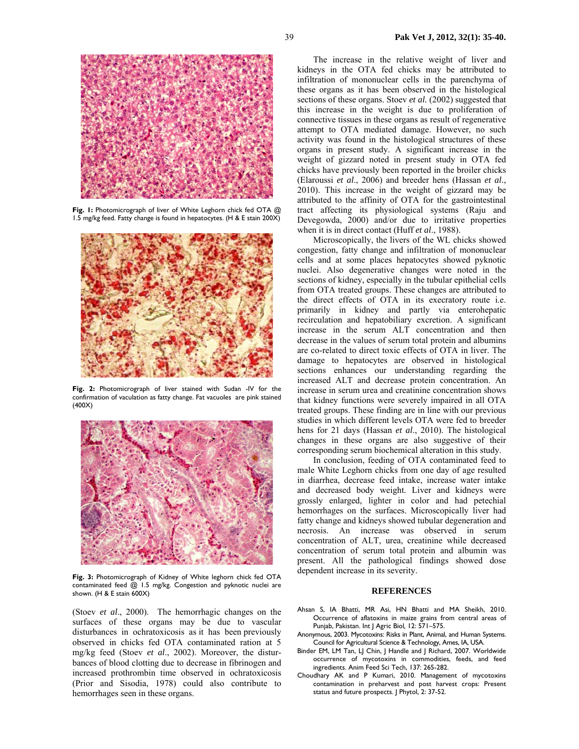Fig. 1: Photomicrograph of liver of White Leghorn chick fed OTA @ 1.5 mg/kg feed. Fatty change is found in hepatocytes. (H & E stain 200X)

Fig. 2: Photomicrograph of liver stained with Sudan -IV for the confirmation of vaculation as fatty change. Fat vacuoles are pink stained (400X)

Fig. 3: Photomicrograph of Kidney of White leghorn chick fed OTA contaminated feed @ 1.5 mg/kg. Congestion and pyknotic nuclei are shown. (H & E stain 600X)

(Stoev *et al*., 2000). The hemorrhagic changes on the surfaces of these organs may be due to vascular disturbances in ochratoxicosis as it has been previously observed in chicks fed OTA contaminated ration at 5 mg/kg feed (Stoev *et al*., 2002). Moreover, the disturbances of blood clotting due to decrease in fibrinogen and increased prothrombin time observed in ochratoxicosis (Prior and Sisodia, 1978) could also contribute to hemorrhages seen in these organs.

The increase in the relative weight of liver and kidneys in the OTA fed chicks may be attributed to infiltration of mononuclear cells in the parenchyma of these organs as it has been observed in the histological sections of these organs. Stoev *et al.* (2002) suggested that this increase in the weight is due to proliferation of connective tissues in these organs as result of regenerative attempt to OTA mediated damage. However, no such activity was found in the histological structures of these organs in present study. A significant increase in the weight of gizzard noted in present study in OTA fed chicks have previously been reported in the broiler chicks (Elaroussi *et al*., 2006) and breeder hens (Hassan *et al*., 2010). This increase in the weight of gizzard may be attributed to the affinity of OTA for the gastrointestinal tract affecting its physiological systems (Raju and Devegowda, 2000) and/or due to irritative properties when it is in direct contact (Huff *et al*., 1988).

Microscopically, the livers of the WL chicks showed congestion, fatty change and infiltration of mononuclear cells and at some places hepatocytes showed pyknotic nuclei. Also degenerative changes were noted in the sections of kidney, especially in the tubular epithelial cells from OTA treated groups. These changes are attributed to the direct effects of OTA in its execratory route i.e. primarily in kidney and partly via enterohepatic recirculation and hepatobiliary excretion. A significant increase in the serum ALT concentration and then decrease in the values of serum total protein and albumins are co-related to direct toxic effects of OTA in liver. The damage to hepatocytes are observed in histological sections enhances our understanding regarding the increased ALT and decrease protein concentration. An increase in serum urea and creatinine concentration shows that kidney functions were severely impaired in all OTA treated groups. These finding are in line with our previous studies in which different levels OTA were fed to breeder hens for 21 days (Hassan *et al*., 2010). The histological changes in these organs are also suggestive of their corresponding serum biochemical alteration in this study.

In conclusion, feeding of OTA contaminated feed to male White Leghorn chicks from one day of age resulted in diarrhea, decrease feed intake, increase water intake and decreased body weight. Liver and kidneys were grossly enlarged, lighter in color and had petechial hemorrhages on the surfaces. Microscopically liver had fatty change and kidneys showed tubular degeneration and necrosis. An increase was observed in serum concentration of ALT, urea, creatinine while decreased concentration of serum total protein and albumin was present. All the pathological findings showed dose dependent increase in its severity.

## REFERENCES

Ahsan S, IA Bhatti, MR Asi, HN Bhatti and MA Sheikh, 2010. Occurrence of aflatoxins in maize grains from central areas of Punjab, Pakistan. Int J Agric Biol, 12: 571–575.

Anonymous, 2003. Mycotoxins: Risks in Plant, Animal, and Human Systems. Council for Agricultural Science & Technology, Ames, IA, USA.

Binder EM, LM Tan, LJ Chin, J Handle and J Richard, 2007. Worldwide occurrence of mycotoxins in commodities, feeds, and feed ingredients. Anim Feed Sci Tech, 137: 265-282.

Choudhary AK and P Kumari, 2010. Management of mycotoxins contamination in preharvest and post harvest crops: Present status and future prospects. J Phytol, 2: 37-52.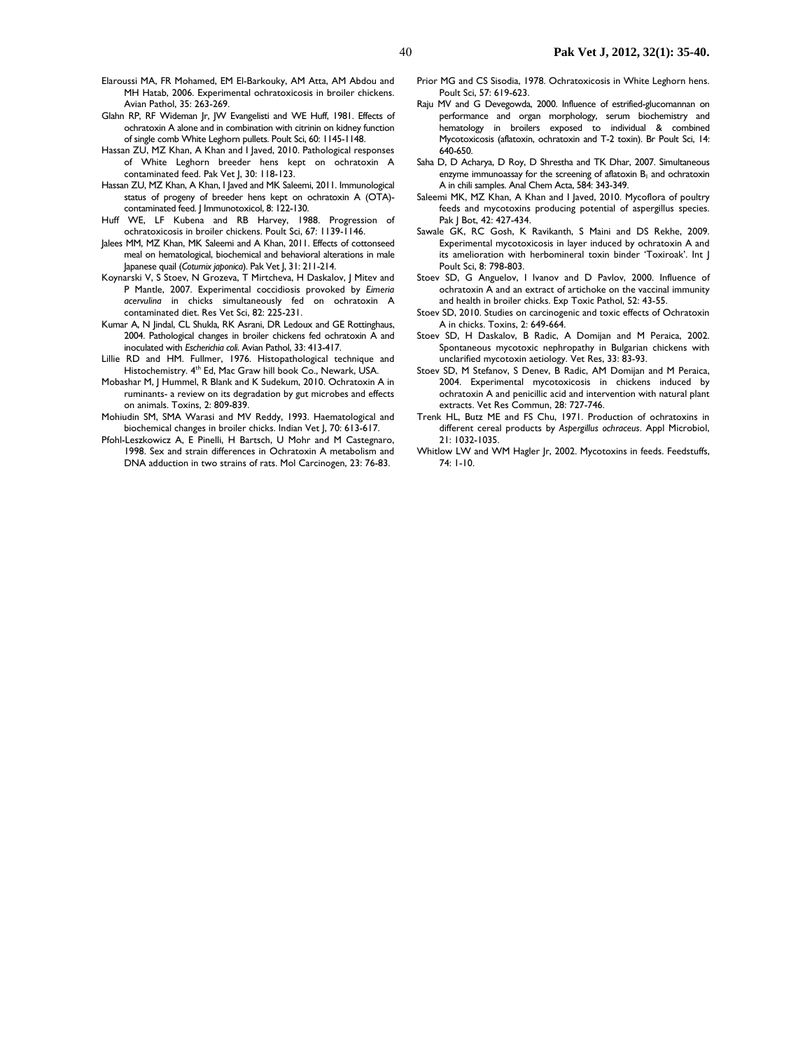Elaroussi MA, FR Mohamed, EM El-Barkouky, AM Atta, AM Abdou and MH Hatab, 2006. Experimental ochratoxicosis in broiler chickens. Avian Pathol, 35: 263-269.

Glahn RP, RF Wideman Jr, JW Evangelisti and WE Huff, 1981. Effects of ochratoxin A alone and in combination with citrinin on kidney function of single comb White Leghorn pullets. Poult Sci, 60: 1145-1148.

Hassan ZU, MZ Khan, A Khan and I Javed, 2010. Pathological responses of White Leghorn breeder hens kept on ochratoxin A contaminated feed. Pak Vet J, 30: 118-123.

Hassan ZU, MZ Khan, A Khan, I Javed and MK Saleemi, 2011. Immunological status of progeny of breeder hens kept on ochratoxin A (OTA)-contaminated feed. J Immunotoxicol, 8: 122-130.

Huff WE, LF Kubena and RB Harvey, 1988. Progression of ochratoxicosis in broiler chickens. Poult Sci, 67: 1139-1146.

Jalees MM, MZ Khan, MK Saleemi and A Khan, 2011. Effects of cottonseed meal on hematological, biochemical and behavioral alterations in male Japanese quail (*Coturnix japonica*). Pak Vet J, 31: 211-214.

Koynarski V, S Stoev, N Grozeva, T Mirtcheva, H Daskalov, J Mitev and P Mantle, 2007. Experimental coccidiosis provoked by *Eimeria acervulina* in chicks simultaneously fed on ochratoxin A contaminated diet. Res Vet Sci, 82: 225-231.

Kumar A, N Jindal, CL Shukla, RK Asrani, DR Ledoux and GE Rottinghaus, 2004. Pathological changes in broiler chickens fed ochratoxin A and inoculated with *Escherichia coli*. Avian Pathol, 33: 413-417.

Lillie RD and HM. Fullmer, 1976. Histopathological technique and Histochemistry. 4th Ed, Mac Graw hill book Co., Newark, USA.

Mobashar M, J Hummel, R Blank and K Sudekum, 2010. Ochratoxin A in ruminants- a review on its degradation by gut microbes and effects on animals. Toxins, 2: 809-839.

Mohiudin SM, SMA Warasi and MV Reddy, 1993. Haematological and biochemical changes in broiler chicks. Indian Vet J, 70: 613-617.

Pfohl-Leszkowicz A, E Pinelli, H Bartsch, U Mohr and M Castegnaro, 1998. Sex and strain differences in Ochratoxin A metabolism and DNA adduction in two strains of rats. Mol Carcinogen, 23: 76-83.

Prior MG and CS Sisodia, 1978. Ochratoxicosis in White Leghorn hens. Poult Sci, 57: 619-623.

Raju MV and G Devegowda, 2000. Influence of estrified-glucomannan on performance and organ morphology, serum biochemistry and hematology in broilers exposed to individual & combined Mycotoxicosis (aflatoxin, ochratoxin and T-2 toxin). Br Poult Sci, 14: 640-650.

Saha D, D Acharya, D Roy, D Shrestha and TK Dhar, 2007. Simultaneous enzyme immunoassay for the screening of aflatoxin $B_1$ and ochratoxin A in chili samples. Anal Chem Acta, 584: 343-349.

Saleemi MK, MZ Khan, A Khan and I Javed, 2010. Mycoflora of poultry feeds and mycotoxins producing potential of aspergillus species. Pak J Bot, 42: 427-434.

Sawale GK, RC Gosh, K Ravikanth, S Maini and DS Rekhe, 2009. Experimental mycotoxicosis in layer induced by ochratoxin A and its amelioration with herbomineral toxin binder 'Toxiroak'. Int J Poult Sci, 8: 798-803.

Stoev SD, G Anguelov, I Ivanov and D Pavlov, 2000. Influence of ochratoxin A and an extract of artichoke on the vaccinal immunity and health in broiler chicks. Exp Toxic Pathol, 52: 43-55.

Stoev SD, 2010. Studies on carcinogenic and toxic effects of Ochratoxin A in chicks. Toxins, 2: 649-664.

Stoev SD, H Daskalov, B Radic, A Domijan and M Peraica, 2002. Spontaneous mycotoxic nephropathy in Bulgarian chickens with unclarified mycotoxin aetiology. Vet Res, 33: 83-93.

Stoev SD, M Stefanov, S Denev, B Radic, AM Domijan and M Peraica, 2004. Experimental mycotoxicosis in chickens induced by ochratoxin A and penicillic acid and intervention with natural plant extracts. Vet Res Commun, 28: 727-746.

Trenk HL, Butz ME and FS Chu, 1971. Production of ochratoxins in different cereal products by *Aspergillus ochraceus*. Appl Microbiol, 21: 1032-1035.

Whitlow LW and WM Hagler Jr, 2002. Mycotoxins in feeds. Feedstuffs, 74: 1-10.